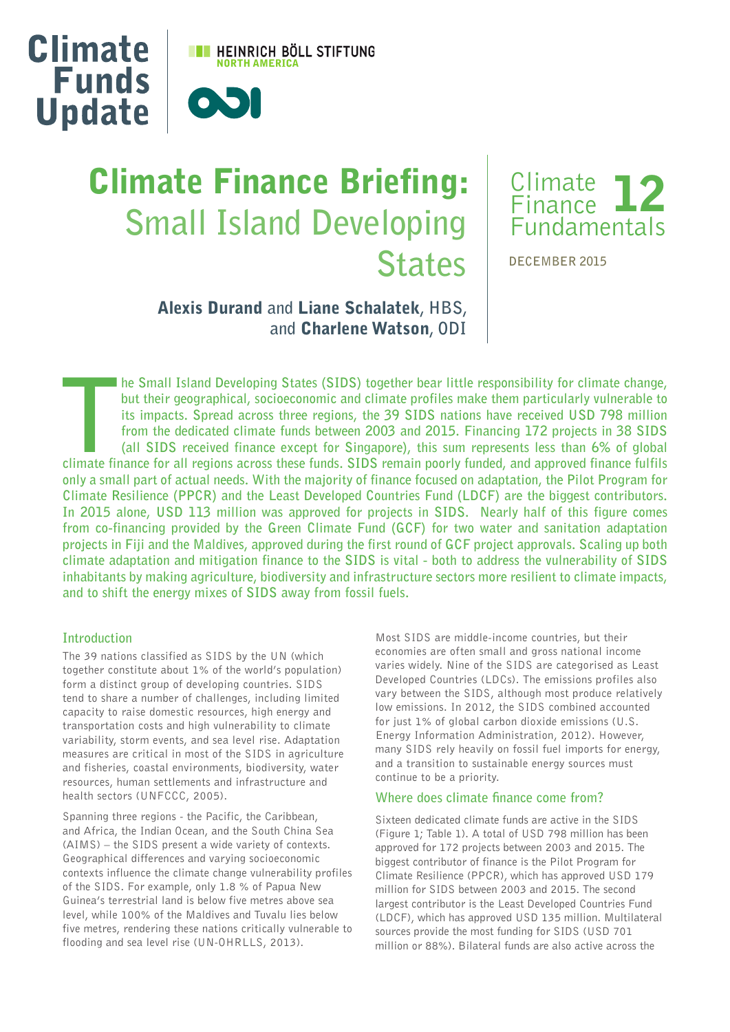Climate Funds Update

HEINRICH BÖLL STIFTUNG NORTH AMERICA

ODI

# Climate Finance Briefing: Small Island Developing States

Climate Finance Fundamentals 12

DECEMBER 2015

**Alexis Durand** and **Liane Schalatek**, HBS, and **Charlene Watson**, ODI

**The Small Island Developing States (SIDS) together bear little responsibility for climate change, but their geographical, socioeconomic and climate profiles make them particularly vulnerable to its impacts. Spread across three regions, the 39 SIDS nations have received USD 798 million from the dedicated climate funds between 2003 and 2015. Financing 172 projects in 38 SIDS (all SIDS received finance except for Singapore), this sum represents less than 6% of global climate finance for all regions across these funds. SIDS remain poorly funded, and approved finance fulfils only a small part of actual needs. With the majority of finance focused on adaptation, the Pilot Program for Climate Resilience (PPCR) and the Least Developed Countries Fund (LDCF) are the biggest contributors. In 2015 alone, USD 113 million was approved for projects in SIDS. Nearly half of this figure comes from co-financing provided by the Green Climate Fund (GCF) for two water and sanitation adaptation projects in Fiji and the Maldives, approved during the first round of GCF project approvals. Scaling up both climate adaptation and mitigation finance to the SIDS is vital - both to address the vulnerability of SIDS inhabitants by making agriculture, biodiversity and infrastructure sectors more resilient to climate impacts, and to shift the energy mixes of SIDS away from fossil fuels.**

## Introduction

The 39 nations classified as SIDS by the UN (which together constitute about 1% of the world's population) form a distinct group of developing countries. SIDS tend to share a number of challenges, including limited capacity to raise domestic resources, high energy and transportation costs and high vulnerability to climate variability, storm events, and sea level rise. Adaptation measures are critical in most of the SIDS in agriculture and fisheries, coastal environments, biodiversity, water resources, human settlements and infrastructure and health sectors (UNFCCC, 2005).

Spanning three regions - the Pacific, the Caribbean, and Africa, the Indian Ocean, and the South China Sea (AIMS) – the SIDS present a wide variety of contexts. Geographical differences and varying socioeconomic contexts influence the climate change vulnerability profiles of the SIDS. For example, only 1.8 % of Papua New Guinea's terrestrial land is below five metres above sea level, while 100% of the Maldives and Tuvalu lies below five metres, rendering these nations critically vulnerable to flooding and sea level rise (UN-OHRLLS, 2013).

Most SIDS are middle-income countries, but their economies are often small and gross national income varies widely. Nine of the SIDS are categorised as Least Developed Countries (LDCs). The emissions profiles also vary between the SIDS, although most produce relatively low emissions. In 2012, the SIDS combined accounted for just 1% of global carbon dioxide emissions (U.S. Energy Information Administration, 2012). However, many SIDS rely heavily on fossil fuel imports for energy, and a transition to sustainable energy sources must continue to be a priority.

## Where does climate finance come from?

Sixteen dedicated climate funds are active in the SIDS (Figure 1; Table 1). A total of USD 798 million has been approved for 172 projects between 2003 and 2015. The biggest contributor of finance is the Pilot Program for Climate Resilience (PPCR), which has approved USD 179 million for SIDS between 2003 and 2015. The second largest contributor is the Least Developed Countries Fund (LDCF), which has approved USD 135 million. Multilateral sources provide the most funding for SIDS (USD 701 million or 88%). Bilateral funds are also active across the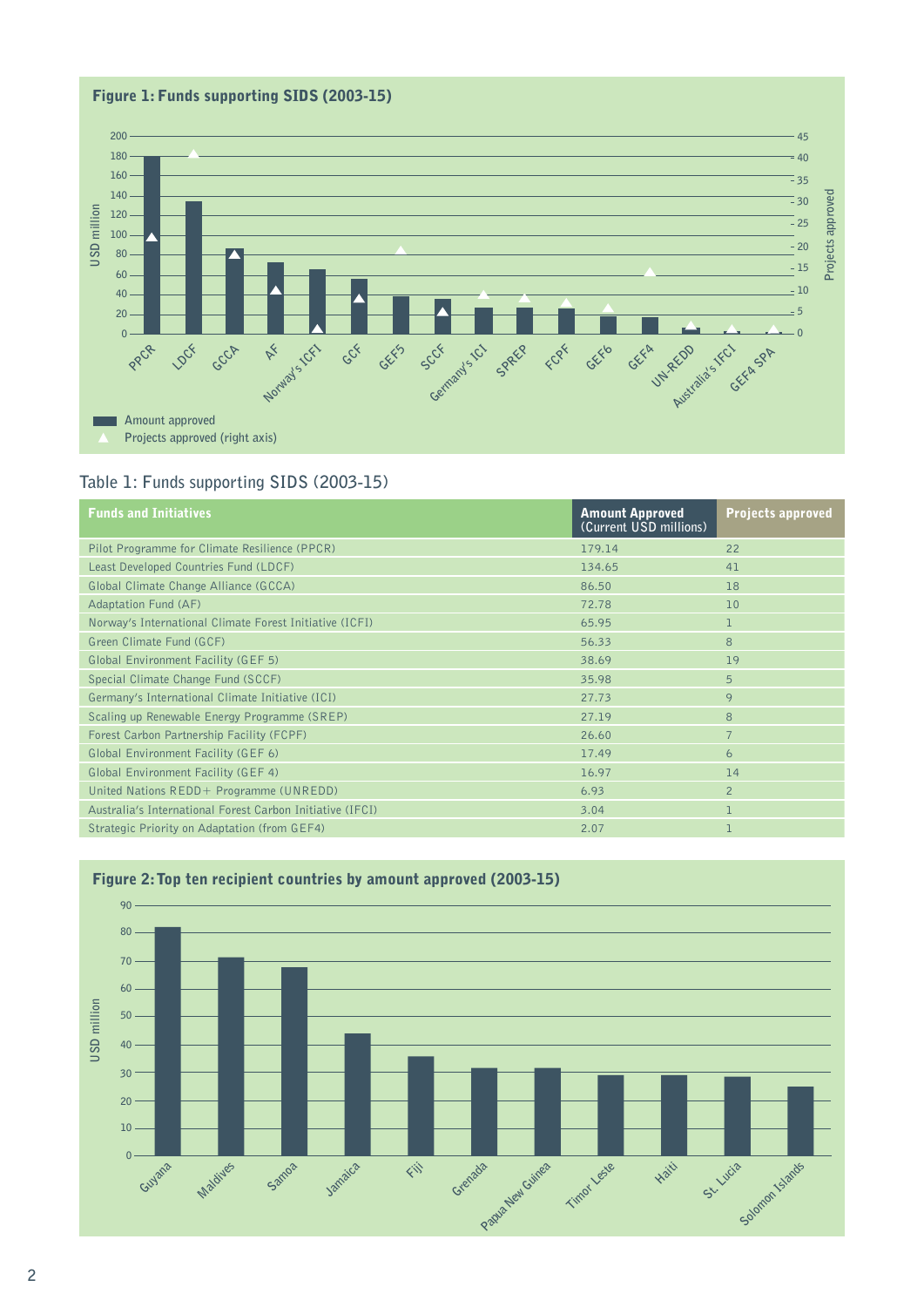**Figure 1: Funds supporting SIDS (2003-15)**

Table 1: Funds supporting SIDS (2003-15)

| Funds and Initiatives | Amount Approved (Current USD millions) | Projects approved |
|---|---|---|
| Pilot Programme for Climate Resilience (PPCR) | 179.14 | 22 |
| Least Developed Countries Fund (LDCF) | 134.65 | 41 |
| Global Climate Change Alliance (GCCA) | 86.50 | 18 |
| Adaptation Fund (AF) | 72.78 | 10 |
| Norway's International Climate Forest Initiative (ICFI) | 65.95 | 1 |
| Green Climate Fund (GCF) | 56.33 | 8 |
| Global Environment Facility (GEF 5) | 38.69 | 19 |
| Special Climate Change Fund (SCCF) | 35.98 | 5 |
| Germany's International Climate Initiative (ICI) | 27.73 | 9 |
| Scaling up Renewable Energy Programme (SREP) | 27.19 | 8 |
| Forest Carbon Partnership Facility (FCPF) | 26.60 | 7 |
| Global Environment Facility (GEF 6) | 17.49 | 6 |
| Global Environment Facility (GEF 4) | 16.97 | 14 |
| United Nations REDD+ Programme (UNREDD) | 6.93 | 2 |
| Australia's International Forest Carbon Initiative (IFCI) | 3.04 | 1 |
| Strategic Priority on Adaptation (from GEF4) | 2.07 | 1 |

**Figure 2: Top ten recipient countries by amount approved (2003-15)**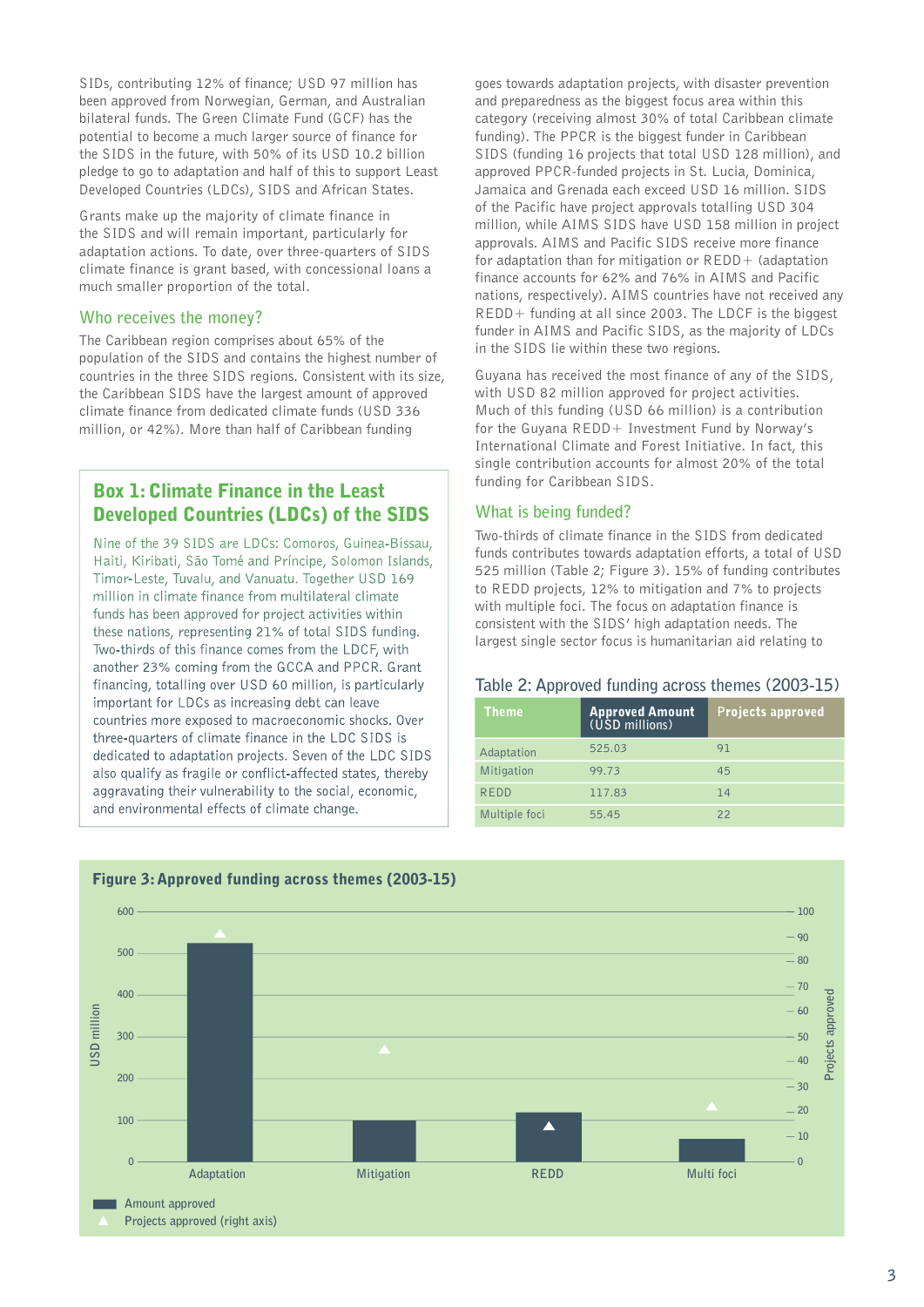SIDs, contributing 12% of finance; USD 97 million has been approved from Norwegian, German, and Australian bilateral funds. The Green Climate Fund (GCF) has the potential to become a much larger source of finance for the SIDS in the future, with 50% of its USD 10.2 billion pledge to go to adaptation and half of this to support Least Developed Countries (LDCs), SIDS and African States.

Grants make up the majority of climate finance in the SIDS and will remain important, particularly for adaptation actions. To date, over three-quarters of SIDS climate finance is grant based, with concessional loans a much smaller proportion of the total.

## Who receives the money?

The Caribbean region comprises about 65% of the population of the SIDS and contains the highest number of countries in the three SIDS regions. Consistent with its size, the Caribbean SIDS have the largest amount of approved climate finance from dedicated climate funds (USD 336 million, or 42%). More than half of Caribbean funding goes towards adaptation projects, with disaster prevention and preparedness as the biggest focus area within this category (receiving almost 30% of total Caribbean climate funding). The PPCR is the biggest funder in Caribbean SIDS (funding 16 projects that total USD 128 million), and approved PPCR-funded projects in St. Lucia, Dominica, Jamaica and Grenada each exceed USD 16 million. SIDS of the Pacific have project approvals totalling USD 304 million, while AIMS SIDS have USD 158 million in project approvals. AIMS and Pacific SIDS receive more finance for adaptation than for mitigation or REDD+ (adaptation finance accounts for 62% and 76% in AIMS and Pacific nations, respectively). AIMS countries have not received any REDD+ funding at all since 2003. The LDCF is the biggest funder in AIMS and Pacific SIDS, as the majority of LDCs in the SIDS lie within these two regions.

Guyana has received the most finance of any of the SIDS, with USD 82 million approved for project activities. Much of this funding (USD 66 million) is a contribution for the Guyana REDD+ Investment Fund by Norway's International Climate and Forest Initiative. In fact, this single contribution accounts for almost 20% of the total funding for Caribbean SIDS.

### Box 1: Climate Finance in the Least Developed Countries (LDCs) of the SIDS

Nine of the 39 SIDS are LDCs: Comoros, Guinea-Bissau, Haiti, Kiribati, São Tomé and Príncipe, Solomon Islands, Timor-Leste, Tuvalu, and Vanuatu. Together USD 169 million in climate finance from multilateral climate funds has been approved for project activities within these nations, representing 21% of total SIDS funding. Two-thirds of this finance comes from the LDCF, with another 23% coming from the GCCA and PPCR. Grant financing, totalling over USD 60 million, is particularly important for LDCs as increasing debt can leave countries more exposed to macroeconomic shocks. Over three-quarters of climate finance in the LDC SIDS is dedicated to adaptation projects. Seven of the LDC SIDS also qualify as fragile or conflict-affected states, thereby aggravating their vulnerability to the social, economic, and environmental effects of climate change.

## What is being funded?

Two-thirds of climate finance in the SIDS from dedicated funds contributes towards adaptation efforts, a total of USD 525 million (Table 2; Figure 3). 15% of funding contributes to REDD projects, 12% to mitigation and 7% to projects with multiple foci. The focus on adaptation finance is consistent with the SIDS' high adaptation needs. The largest single sector focus is humanitarian aid relating to

Table 2: Approved funding across themes (2003-15)

| Theme | Approved Amount (USD millions) | Projects approved |
|---|---|---|
| Adaptation | 525.03 | 91 |
| Mitigation | 99.73 | 45 |
| REDD | 117.83 | 14 |
| Multiple foci | 55.45 | 22 |

**Figure 3: Approved funding across themes (2003-15)**

| Theme | Amount approved (USD million) | Projects approved (right axis) |
|---|---|---|
| Adaptation | 525.03 | 91 |
| Mitigation | 99.73 | 45 |
| REDD | 117.83 | 14 |
| Multi foci | 55.45 | 22 |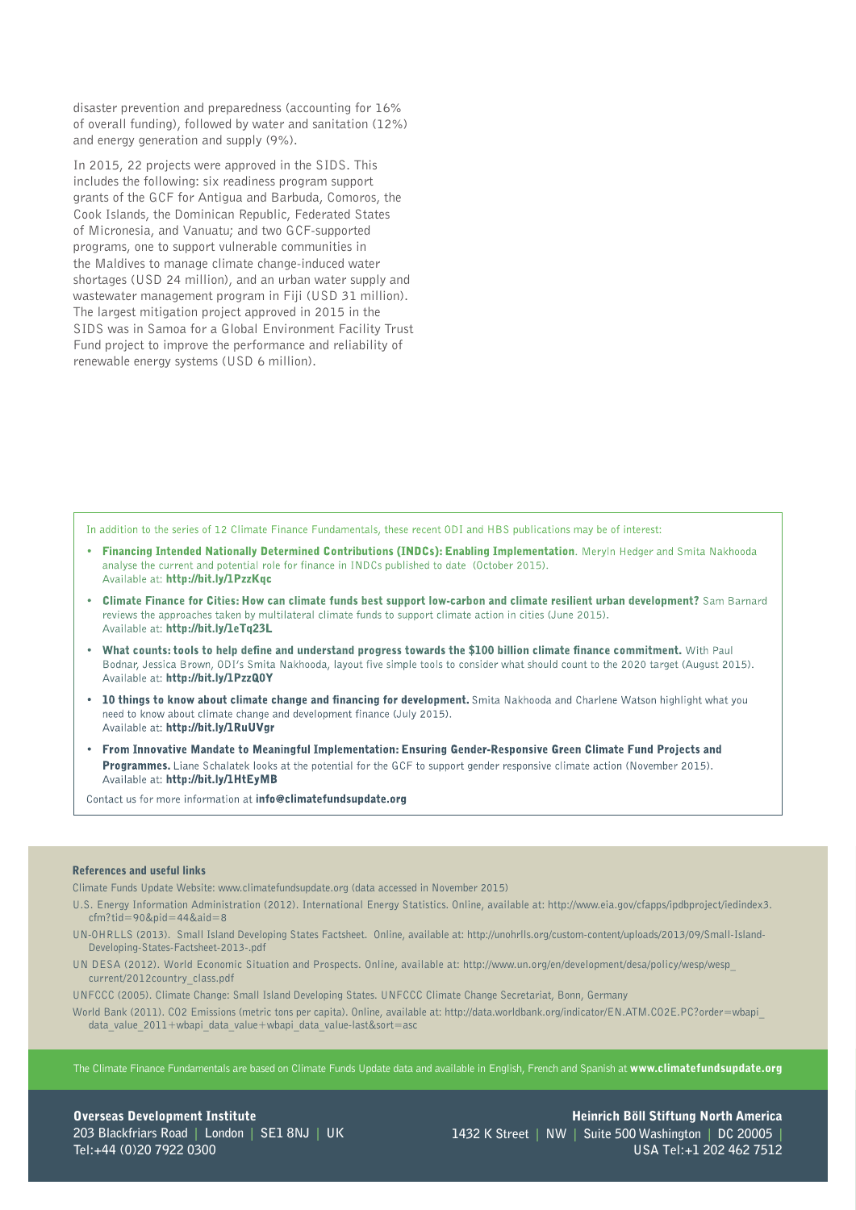disaster prevention and preparedness (accounting for 16% of overall funding), followed by water and sanitation (12%) and energy generation and supply (9%).

In 2015, 22 projects were approved in the SIDS. This includes the following: six readiness program support grants of the GCF for Antigua and Barbuda, Comoros, the Cook Islands, the Dominican Republic, Federated States of Micronesia, and Vanuatu; and two GCF-supported programs, one to support vulnerable communities in the Maldives to manage climate change-induced water shortages (USD 24 million), and an urban water supply and wastewater management program in Fiji (USD 31 million). The largest mitigation project approved in 2015 in the SIDS was in Samoa for a Global Environment Facility Trust Fund project to improve the performance and reliability of renewable energy systems (USD 6 million).

In addition to the series of 12 Climate Finance Fundamentals, these recent ODI and HBS publications may be of interest:

- **Financing Intended Nationally Determined Contributions (INDCs): Enabling Implementation**. Meryln Hedger and Smita Nakhooda analyse the current and potential role for finance in INDCs published to date (October 2015). Available at: **http://bit.ly/1PzzKqc**
- **Climate Finance for Cities: How can climate funds best support low-carbon and climate resilient urban development?** Sam Barnard reviews the approaches taken by multilateral climate funds to support climate action in cities (June 2015). Available at: **http://bit.ly/1eTq23L**
- **What counts: tools to help define and understand progress towards the $100 billion climate finance commitment.** With Paul Bodnar, Jessica Brown, ODI's Smita Nakhooda, layout five simple tools to consider what should count to the 2020 target (August 2015). Available at: **http://bit.ly/1PzzQ0Y**
- **10 things to know about climate change and financing for development.** Smita Nakhooda and Charlene Watson highlight what you need to know about climate change and development finance (July 2015). Available at: **http://bit.ly/1RuUVgr**
- **From Innovative Mandate to Meaningful Implementation: Ensuring Gender-Responsive Green Climate Fund Projects and Programmes.** Liane Schalatek looks at the potential for the GCF to support gender responsive climate action (November 2015). Available at: **http://bit.ly/1HtEyMB**

Contact us for more information at **info@climatefundsupdate.org**

### References and useful links

Climate Funds Update Website: www.climatefundsupdate.org (data accessed in November 2015)

U.S. Energy Information Administration (2012). International Energy Statistics. Online, available at: http://www.eia.gov/cfapps/ipdbproject/iedindex3.cfm?tid=90&pid=44&aid=8

UN-OHRLLS (2013). Small Island Developing States Factsheet. Online, available at: http://unohrlls.org/custom-content/uploads/2013/09/Small-Island-Developing-States-Factsheet-2013-.pdf

UN DESA (2012). World Economic Situation and Prospects. Online, available at: http://www.un.org/en/development/desa/policy/wesp/wesp_current/2012country_class.pdf

UNFCCC (2005). Climate Change: Small Island Developing States. UNFCCC Climate Change Secretariat, Bonn, Germany

World Bank (2011). CO2 Emissions (metric tons per capita). Online, available at: http://data.worldbank.org/indicator/EN.ATM.CO2E.PC?order=wbapi_data_value_2011+wbapi_data_value+wbapi_data_value-last&sort=asc

The Climate Finance Fundamentals are based on Climate Funds Update data and available in English, French and Spanish at **www.climatefundsupdate.org**

**Overseas Development Institute**
203 Blackfriars Road | London | SE1 8NJ | UK
Tel:+44 (0)20 7922 0300

**Heinrich Böll Stiftung North America**
1432 K Street | NW | Suite 500 Washington | DC 20005 | USA Tel:+1 202 462 7512